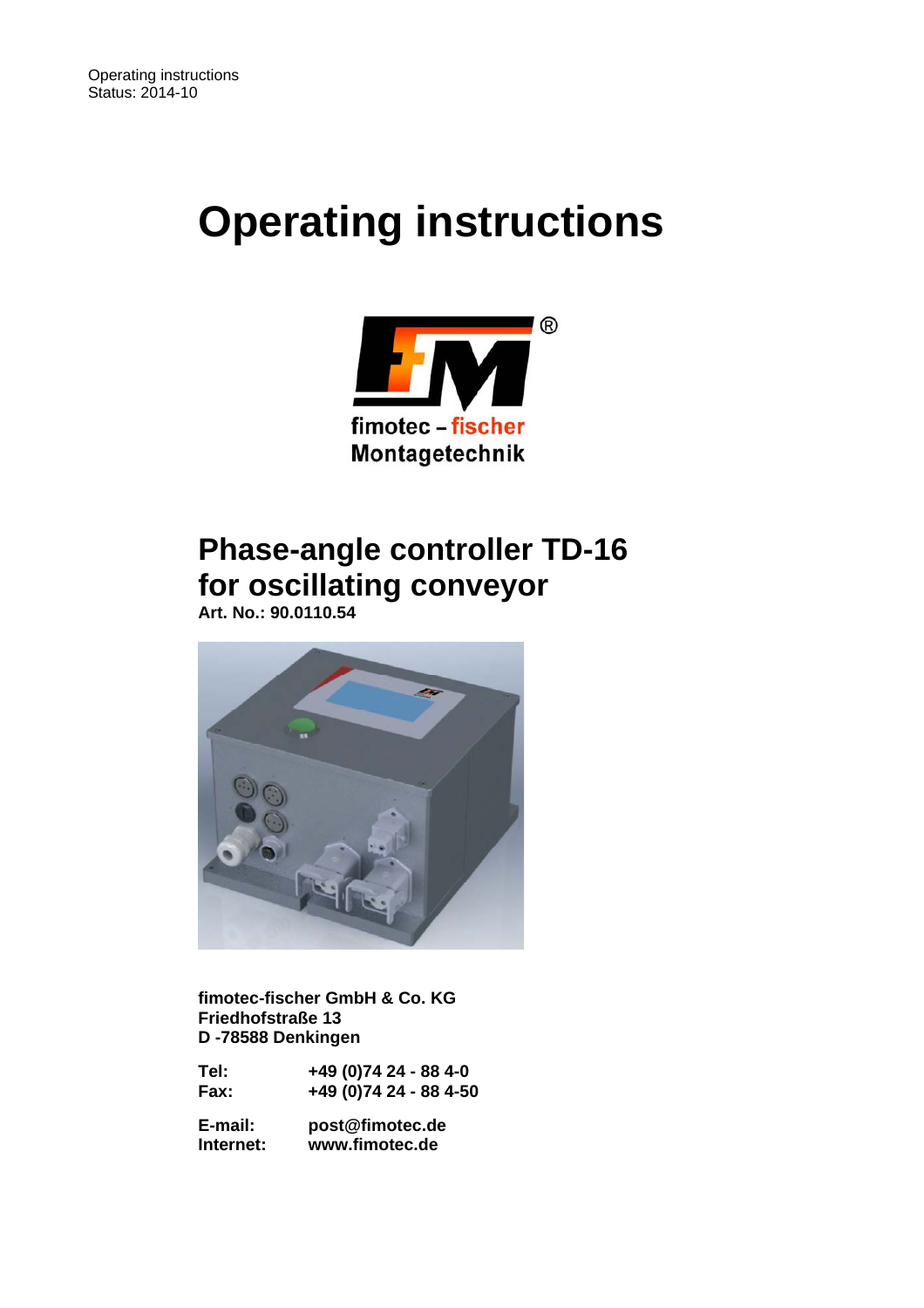Operating instructions
Status: 2014-10

# Operating instructions

fimotec – fischer
Montagetechnik

## Phase-angle controller TD-16 for oscillating conveyor

**Art. No.: 90.0110.54**

**fimotec-fischer GmbH & Co. KG**
**Friedhofstraße 13**
**D -78588 Denkingen**

| | |
|---|---|
| **Tel:** | **+49 (0)74 24 - 88 4-0** |
| **Fax:** | **+49 (0)74 24 - 88 4-50** |
| **E-mail:** | **post@fimotec.de** |
| **Internet:** | **www.fimotec.de** |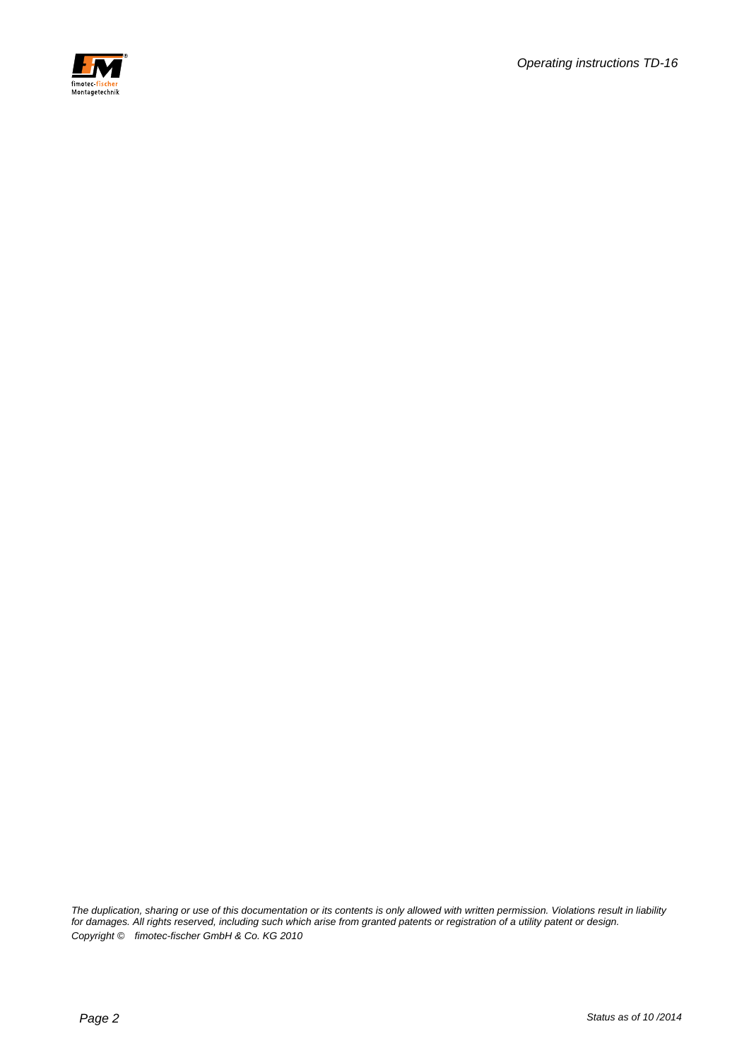*The duplication, sharing or use of this documentation or its contents is only allowed with written permission. Violations result in liability for damages. All rights reserved, including such which arise from granted patents or registration of a utility patent or design.*

*Copyright © fimotec-fischer GmbH & Co. KG 2010*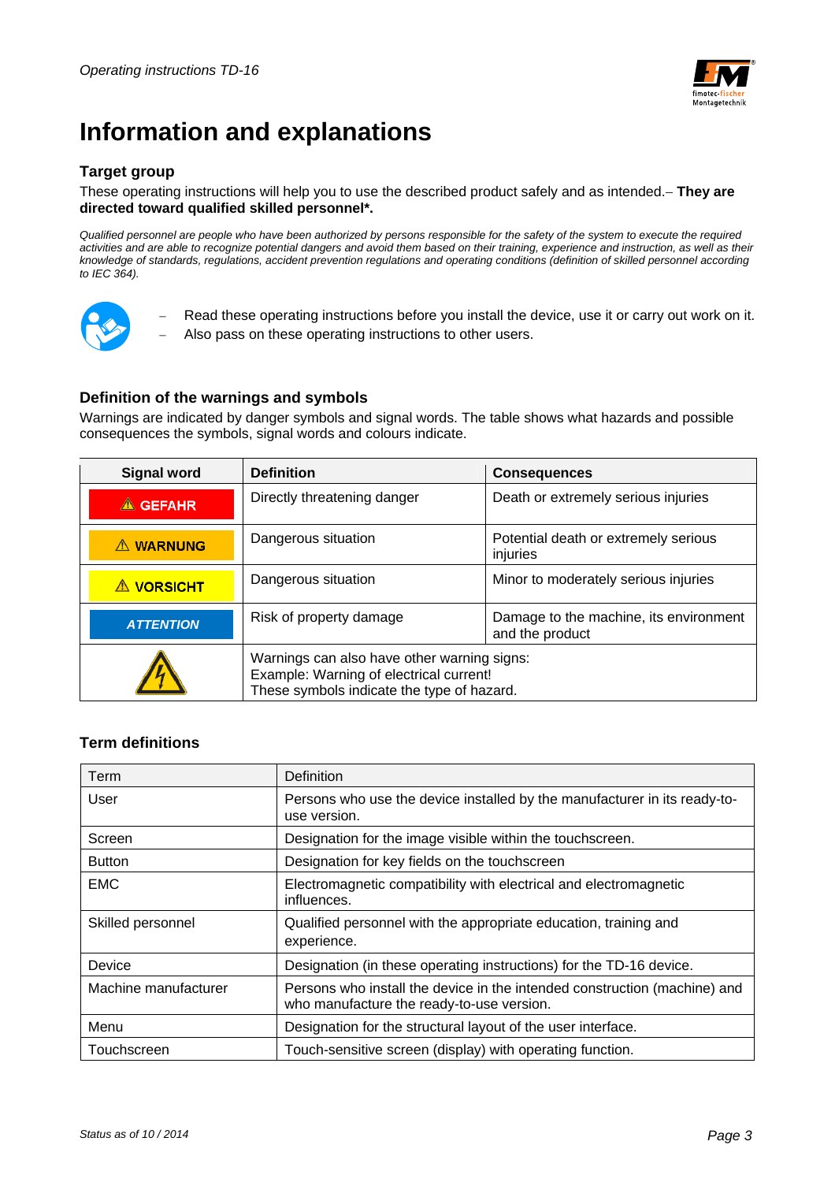# Information and explanations

### Target group

These operating instructions will help you to use the described product safely and as intended.– **They are directed toward qualified skilled personnel*.**

*Qualified personnel are people who have been authorized by persons responsible for the safety of the system to execute the required activities and are able to recognize potential dangers and avoid them based on their training, experience and instruction, as well as their knowledge of standards, regulations, accident prevention regulations and operating conditions (definition of skilled personnel according to IEC 364).*

- Read these operating instructions before you install the device, use it or carry out work on it.
- Also pass on these operating instructions to other users.

### Definition of the warnings and symbols

Warnings are indicated by danger symbols and signal words. The table shows what hazards and possible consequences the symbols, signal words and colours indicate.

| Signal word | Definition | Consequences |
|---|---|---|
| ⚠ GEFAHR | Directly threatening danger | Death or extremely serious injuries |
| ⚠ WARNUNG | Dangerous situation | Potential death or extremely serious injuries |
| ⚠ VORSICHT | Dangerous situation | Minor to moderately serious injuries |
| ATTENTION | Risk of property damage | Damage to the machine, its environment and the product |
| | Warnings can also have other warning signs: Example: Warning of electrical current! These symbols indicate the type of hazard. | |

### Term definitions

| Term | Definition |
|---|---|
| User | Persons who use the device installed by the manufacturer in its ready-to-use version. |
| Screen | Designation for the image visible within the touchscreen. |
| Button | Designation for key fields on the touchscreen |
| EMC | Electromagnetic compatibility with electrical and electromagnetic influences. |
| Skilled personnel | Qualified personnel with the appropriate education, training and experience. |
| Device | Designation (in these operating instructions) for the TD-16 device. |
| Machine manufacturer | Persons who install the device in the intended construction (machine) and who manufacture the ready-to-use version. |
| Menu | Designation for the structural layout of the user interface. |
| Touchscreen | Touch-sensitive screen (display) with operating function. |

*Status as of 10 / 2014*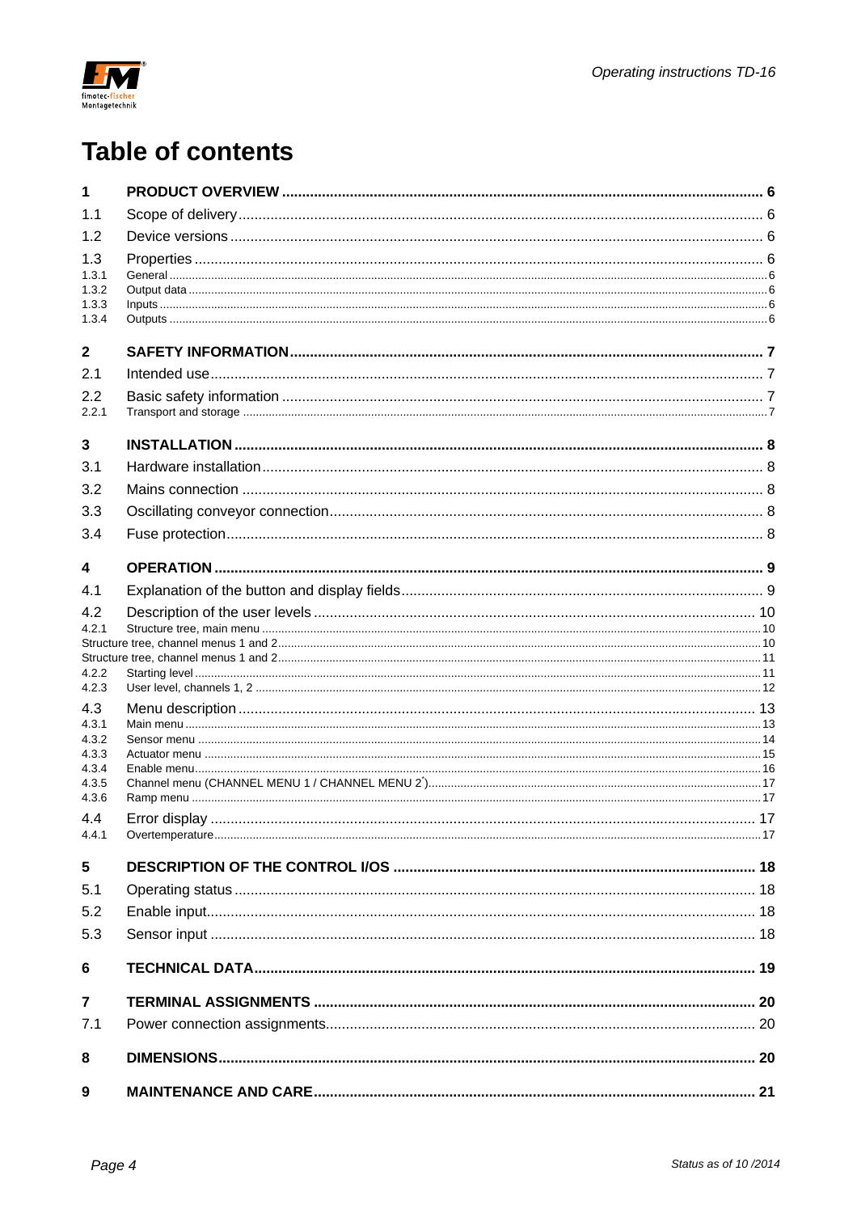# Table of contents

| | | |
|---|---|---|
| **1** | **PRODUCT OVERVIEW** | **6** |
| 1.1 | Scope of delivery | 6 |
| 1.2 | Device versions | 6 |
| 1.3 | Properties | 6 |
| 1.3.1 | General | 6 |
| 1.3.2 | Output data | 6 |
| 1.3.3 | Inputs | 6 |
| 1.3.4 | Outputs | 6 |
| **2** | **SAFETY INFORMATION** | **7** |
| 2.1 | Intended use | 7 |
| 2.2 | Basic safety information | 7 |
| 2.2.1 | Transport and storage | 7 |
| **3** | **INSTALLATION** | **8** |
| 3.1 | Hardware installation | 8 |
| 3.2 | Mains connection | 8 |
| 3.3 | Oscillating conveyor connection | 8 |
| 3.4 | Fuse protection | 8 |
| **4** | **OPERATION** | **9** |
| 4.1 | Explanation of the button and display fields | 9 |
| 4.2 | Description of the user levels | 10 |
| 4.2.1 | Structure tree, main menu | 10 |
| | Structure tree, channel menus 1 and 2 | 10 |
| | Structure tree, channel menus 1 and 2 | 11 |
| 4.2.2 | Starting level | 11 |
| 4.2.3 | User level, channels 1, 2 | 12 |
| 4.3 | Menu description | 13 |
| 4.3.1 | Main menu | 13 |
| 4.3.2 | Sensor menu | 14 |
| 4.3.3 | Actuator menu | 15 |
| 4.3.4 | Enable menu | 16 |
| 4.3.5 | Channel menu (CHANNEL MENU 1 / CHANNEL MENU 2*) | 17 |
| 4.3.6 | Ramp menu | 17 |
| 4.4 | Error display | 17 |
| 4.4.1 | Overtemperature | 17 |
| **5** | **DESCRIPTION OF THE CONTROL I/OS** | **18** |
| 5.1 | Operating status | 18 |
| 5.2 | Enable input | 18 |
| 5.3 | Sensor input | 18 |
| **6** | **TECHNICAL DATA** | **19** |
| **7** | **TERMINAL ASSIGNMENTS** | **20** |
| 7.1 | Power connection assignments | 20 |
| **8** | **DIMENSIONS** | **20** |
| **9** | **MAINTENANCE AND CARE** | **21** |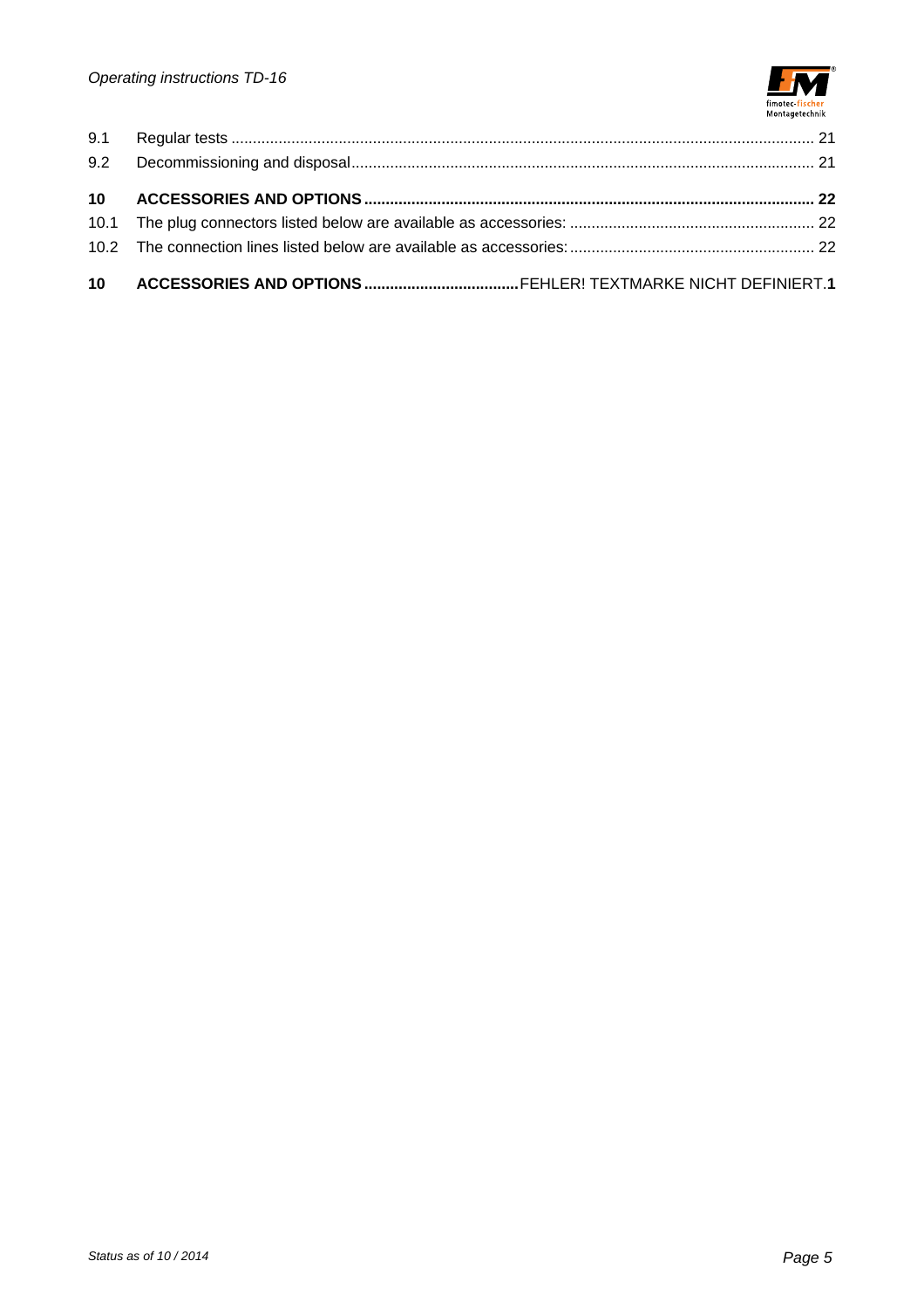| | | |
|---|---|---|
| 9.1 | Regular tests | 21 |
| 9.2 | Decommissioning and disposal | 21 |
| **10** | **ACCESSORIES AND OPTIONS** | **22** |
| 10.1 | The plug connectors listed below are available as accessories: | 22 |
| 10.2 | The connection lines listed below are available as accessories: | 22 |
| **10** | **ACCESSORIES AND OPTIONS** | FEHLER! TEXTMARKE NICHT DEFINIERT.**1** |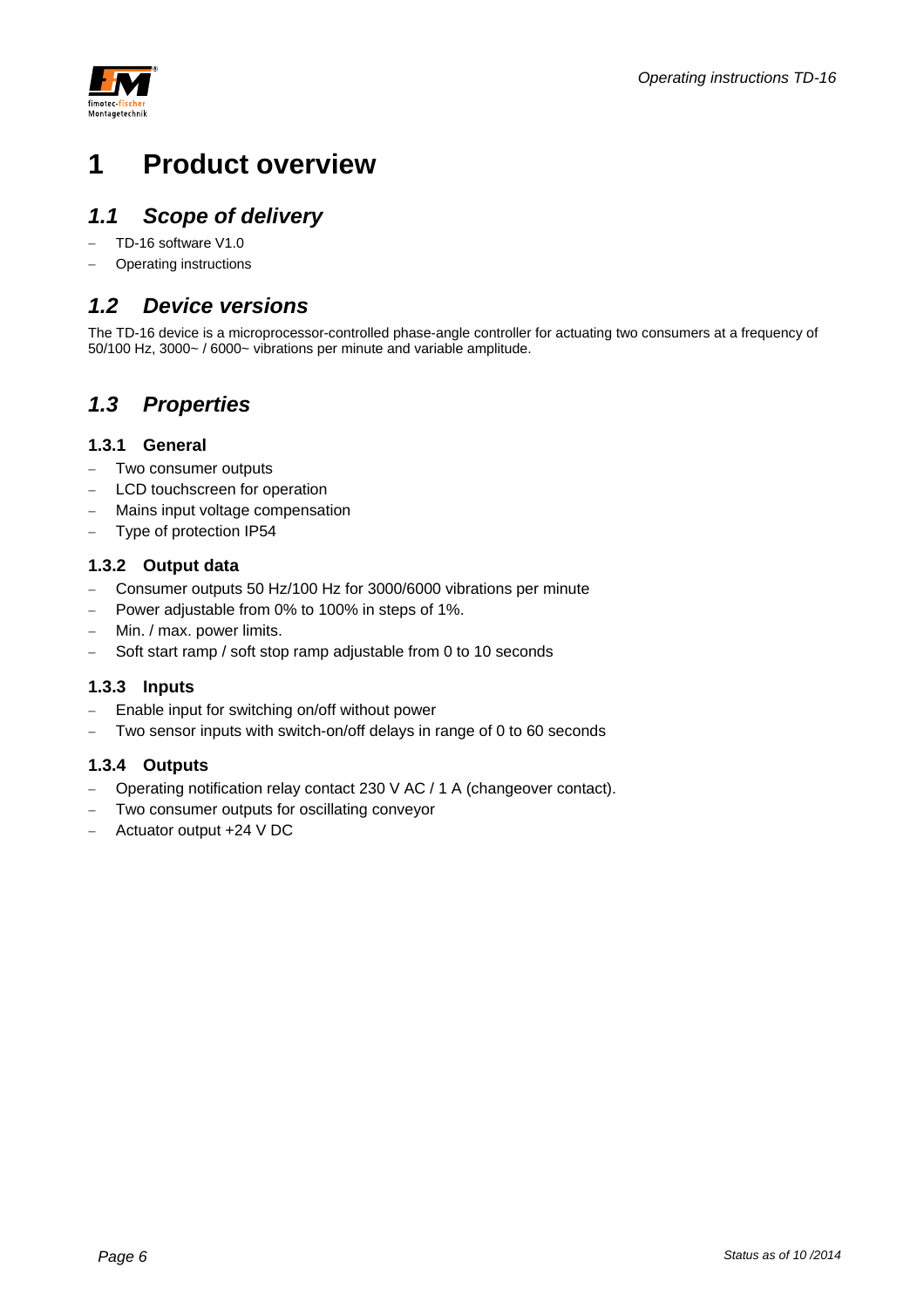# 1 Product overview

## 1.1 Scope of delivery

- TD-16 software V1.0
- Operating instructions

## 1.2 Device versions

The TD-16 device is a microprocessor-controlled phase-angle controller for actuating two consumers at a frequency of 50/100 Hz, 3000~ / 6000~ vibrations per minute and variable amplitude.

## 1.3 Properties

### 1.3.1 General

- Two consumer outputs
- LCD touchscreen for operation
- Mains input voltage compensation
- Type of protection IP54

### 1.3.2 Output data

- Consumer outputs 50 Hz/100 Hz for 3000/6000 vibrations per minute
- Power adjustable from 0% to 100% in steps of 1%.
- Min. / max. power limits.
- Soft start ramp / soft stop ramp adjustable from 0 to 10 seconds

### 1.3.3 Inputs

- Enable input for switching on/off without power
- Two sensor inputs with switch-on/off delays in range of 0 to 60 seconds

### 1.3.4 Outputs

- Operating notification relay contact 230 V AC / 1 A (changeover contact).
- Two consumer outputs for oscillating conveyor
- Actuator output +24 V DC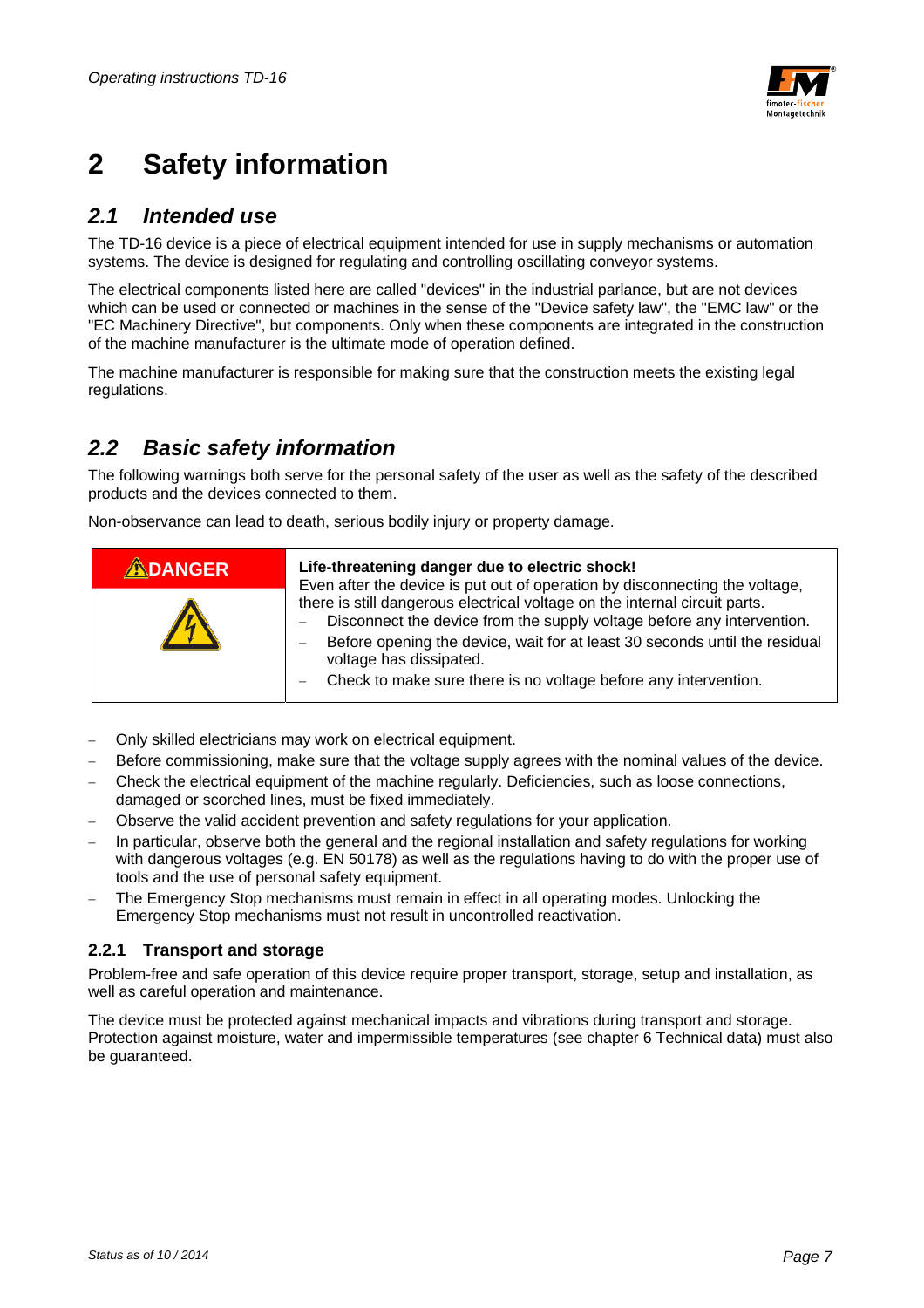# 2 Safety information

## 2.1 Intended use

The TD-16 device is a piece of electrical equipment intended for use in supply mechanisms or automation systems. The device is designed for regulating and controlling oscillating conveyor systems.

The electrical components listed here are called "devices" in the industrial parlance, but are not devices which can be used or connected or machines in the sense of the "Device safety law", the "EMC law" or the "EC Machinery Directive", but components. Only when these components are integrated in the construction of the machine manufacturer is the ultimate mode of operation defined.

The machine manufacturer is responsible for making sure that the construction meets the existing legal regulations.

## 2.2 Basic safety information

The following warnings both serve for the personal safety of the user as well as the safety of the described products and the devices connected to them.

Non-observance can lead to death, serious bodily injury or property damage.

| ⚠DANGER | **Life-threatening danger due to electric shock!**<br>Even after the device is put out of operation by disconnecting the voltage, there is still dangerous electrical voltage on the internal circuit parts.<br>– Disconnect the device from the supply voltage before any intervention.<br>– Before opening the device, wait for at least 30 seconds until the residual voltage has dissipated.<br>– Check to make sure there is no voltage before any intervention. |
|---|---|

- Only skilled electricians may work on electrical equipment.
- Before commissioning, make sure that the voltage supply agrees with the nominal values of the device.
- Check the electrical equipment of the machine regularly. Deficiencies, such as loose connections, damaged or scorched lines, must be fixed immediately.
- Observe the valid accident prevention and safety regulations for your application.
- In particular, observe both the general and the regional installation and safety regulations for working with dangerous voltages (e.g. EN 50178) as well as the regulations having to do with the proper use of tools and the use of personal safety equipment.
- The Emergency Stop mechanisms must remain in effect in all operating modes. Unlocking the Emergency Stop mechanisms must not result in uncontrolled reactivation.

### 2.2.1 Transport and storage

Problem-free and safe operation of this device require proper transport, storage, setup and installation, as well as careful operation and maintenance.

The device must be protected against mechanical impacts and vibrations during transport and storage. Protection against moisture, water and impermissible temperatures (see chapter 6 Technical data) must also be guaranteed.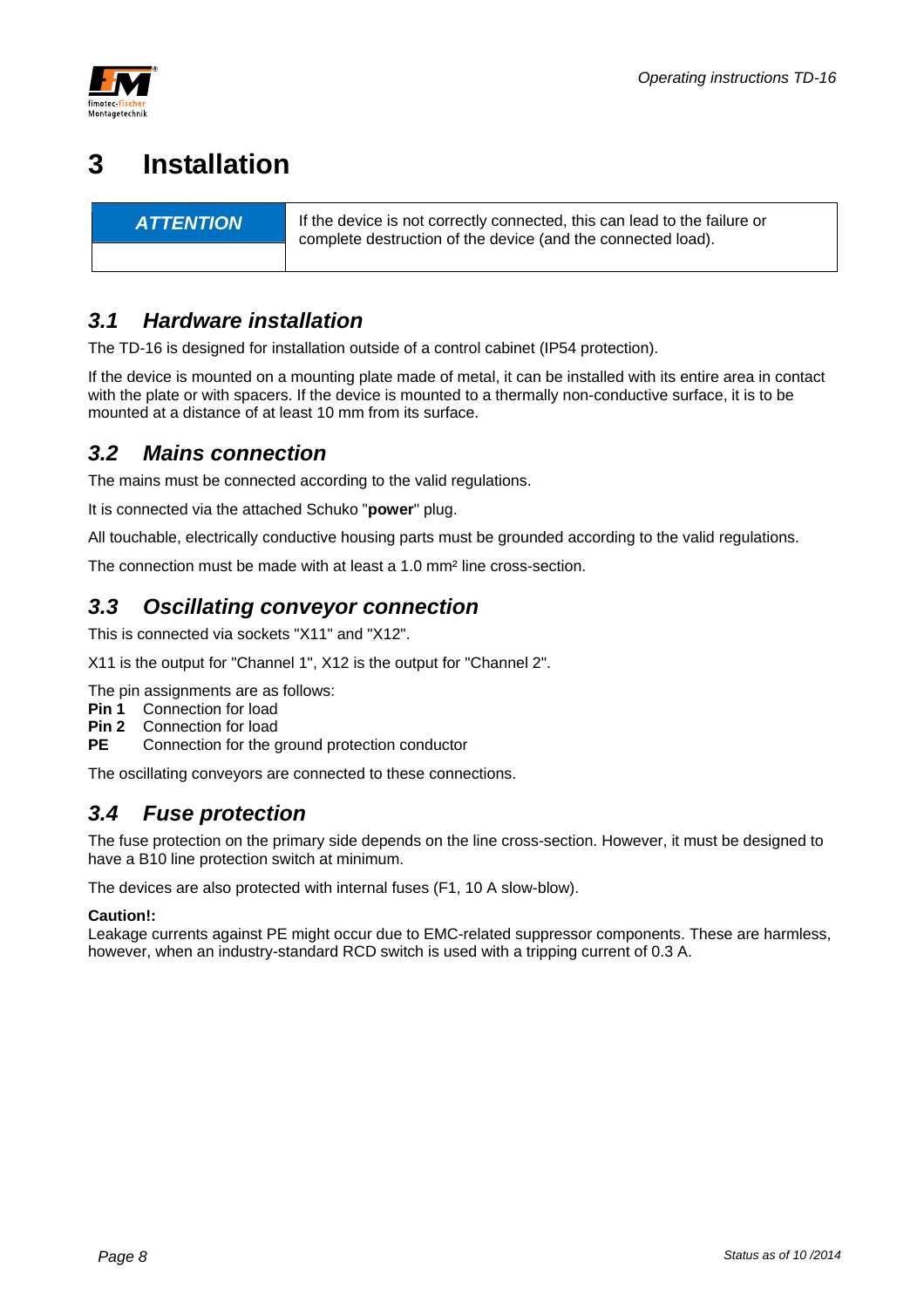# 3 Installation

| ATTENTION | If the device is not correctly connected, this can lead to the failure or complete destruction of the device (and the connected load). |
|---|---|

## *3.1 Hardware installation*

The TD-16 is designed for installation outside of a control cabinet (IP54 protection).

If the device is mounted on a mounting plate made of metal, it can be installed with its entire area in contact with the plate or with spacers. If the device is mounted to a thermally non-conductive surface, it is to be mounted at a distance of at least 10 mm from its surface.

## *3.2 Mains connection*

The mains must be connected according to the valid regulations.

It is connected via the attached Schuko "**power**" plug.

All touchable, electrically conductive housing parts must be grounded according to the valid regulations.

The connection must be made with at least a 1.0 mm² line cross-section.

## *3.3 Oscillating conveyor connection*

This is connected via sockets "X11" and "X12".

X11 is the output for "Channel 1", X12 is the output for "Channel 2".

The pin assignments are as follows:
**Pin 1** Connection for load
**Pin 2** Connection for load
**PE** Connection for the ground protection conductor

The oscillating conveyors are connected to these connections.

## *3.4 Fuse protection*

The fuse protection on the primary side depends on the line cross-section. However, it must be designed to have a B10 line protection switch at minimum.

The devices are also protected with internal fuses (F1, 10 A slow-blow).

**Caution!:**
Leakage currents against PE might occur due to EMC-related suppressor components. These are harmless, however, when an industry-standard RCD switch is used with a tripping current of 0.3 A.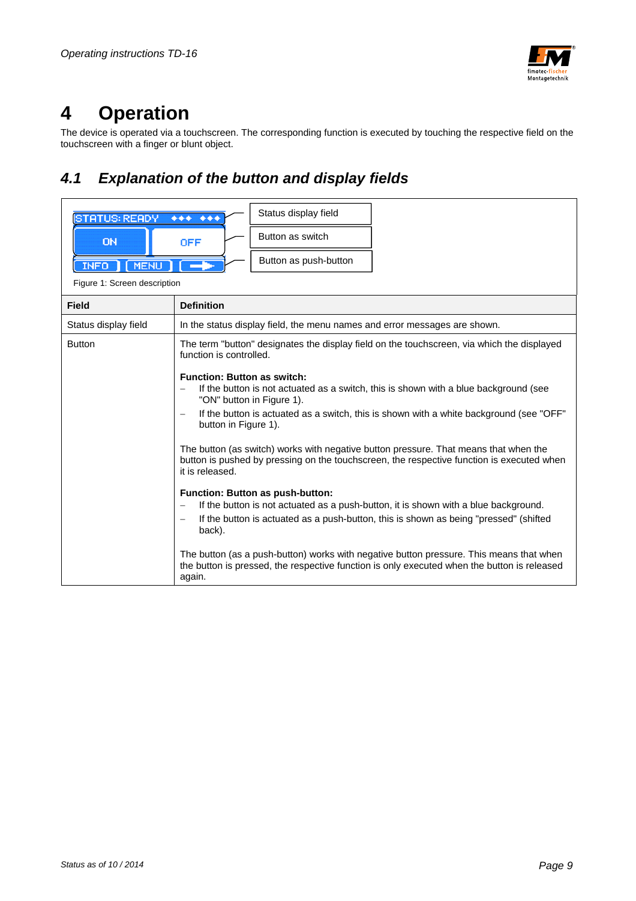# 4 Operation

The device is operated via a touchscreen. The corresponding function is executed by touching the respective field on the touchscreen with a finger or blunt object.

## 4.1 Explanation of the button and display fields

Status display field

Button as switch

Button as push-button

Figure 1: Screen description

| Field | Definition |
|---|---|
| Status display field | In the status display field, the menu names and error messages are shown. |
| Button | The term "button" designates the display field on the touchscreen, via which the displayed function is controlled.<br><br>**Function: Button as switch:**<br>– If the button is not actuated as a switch, this is shown with a blue background (see "ON" button in Figure 1).<br>– If the button is actuated as a switch, this is shown with a white background (see "OFF" button in Figure 1).<br><br>The button (as switch) works with negative button pressure. That means that when the button is pushed by pressing on the touchscreen, the respective function is executed when it is released.<br><br>**Function: Button as push-button:**<br>– If the button is not actuated as a push-button, it is shown with a blue background.<br>– If the button is actuated as a push-button, this is shown as being "pressed" (shifted back).<br><br>The button (as a push-button) works with negative button pressure. This means that when the button is pressed, the respective function is only executed when the button is released again. |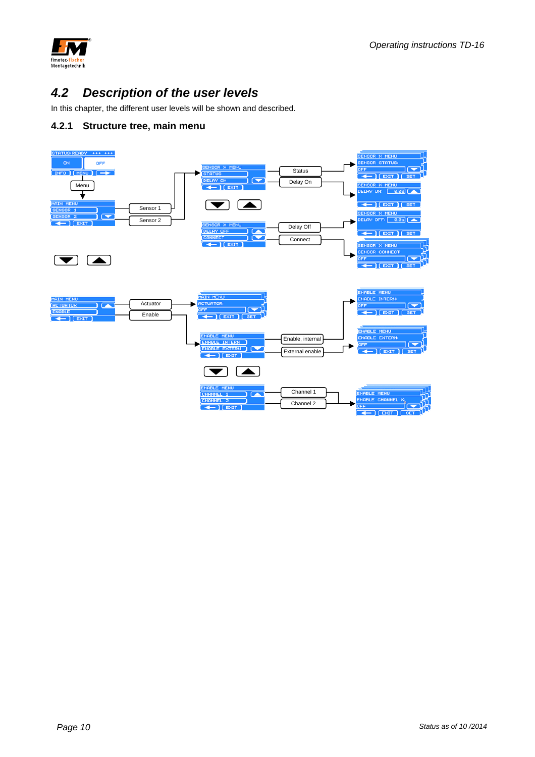## 4.2 Description of the user levels

In this chapter, the different user levels will be shown and described.

### 4.2.1 Structure tree, main menu

STATUS: READY +++ +++

ON | OFF

INFO | MENU | →

Menu

MAIN MENU
SENSOR 1
SENSOR 2
← | EXIT

Sensor 1

Sensor 2

SENSOR X MENU
STATUS
DELAY ON
← | EXIT

Status

Delay On

SENSOR X MENU
SENSOR STATUS:
OFF
← | EXIT | SET

SENSOR X MENU
DELAY ON: 0.0 s
← | EXIT | SET

SENSOR X MENU
DELAY OFF
CONNECT
← | EXIT

Delay Off

Connect

SENSOR X MENU
DELAY OFF: 0.0 s
← | EXIT | SET

SENSOR X MENU
SENSOR CONNECT:
OFF
← | EXIT | SET

MAIN MENU
ACTUATOR
ENABLE
← | EXIT

Actuator

Enable

MAIN MENU
ACTUATOR:
OFF
← | EXIT | SET

ENABLE MENU
ENABLE INTERN
ENABLE EXTERN
← | EXIT

Enable, internal

External enable

ENABLE MENU
ENABLE INTERN:
OFF
← | EXIT | SET

ENABLE MENU
ENABLE EXTERN:
OFF
← | EXIT | SET

ENABLE MENU
CHANNEL 1
CHANNEL 2
← | EXIT

Channel 1

Channel 2

ENABLE MENU
ENABLE CHANNEL X
OFF
← | EXIT | SET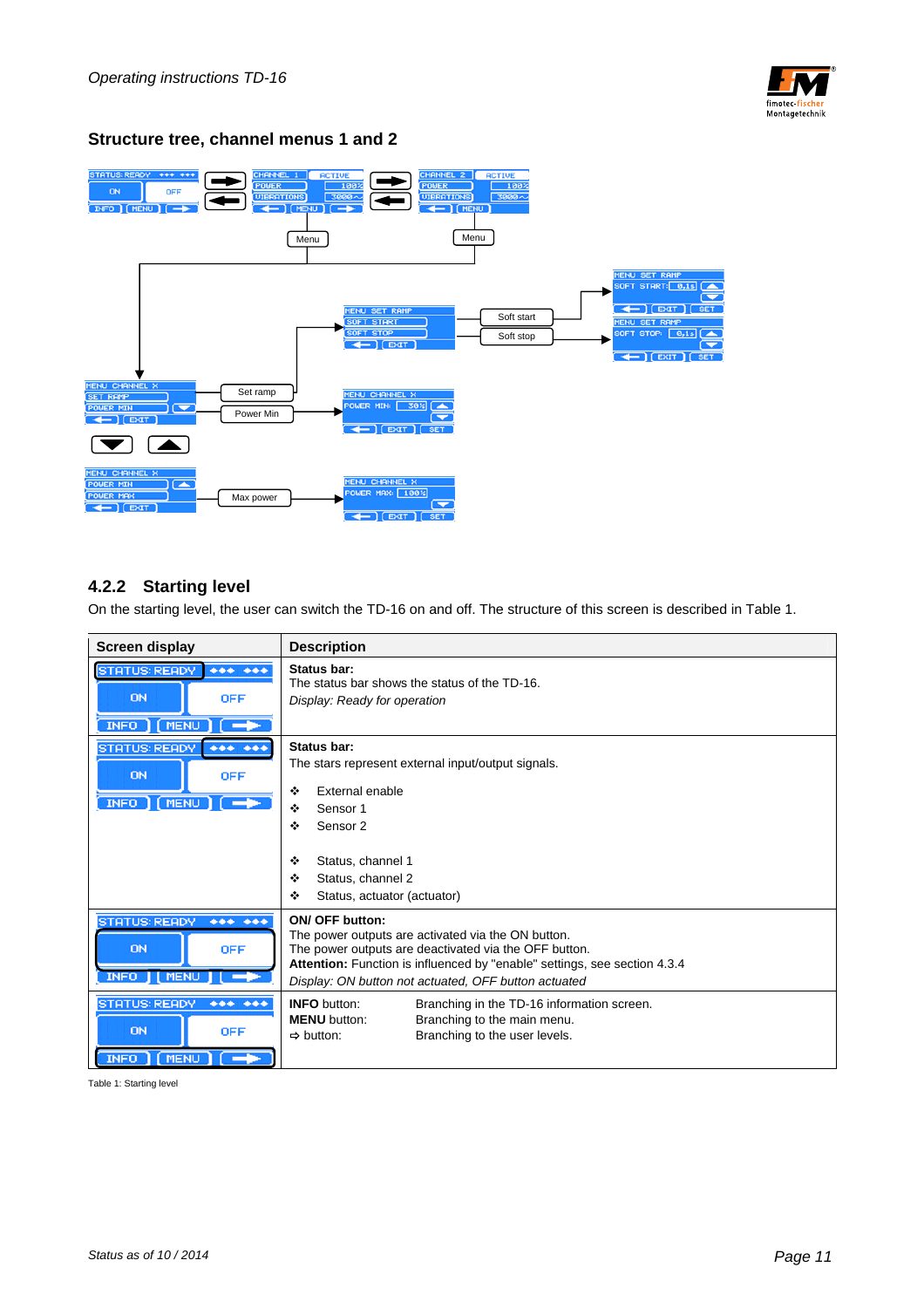## Structure tree, channel menus 1 and 2

STATUS: READY ✦✦✦ ✦✦✦ | ON | OFF | INFO | MENU | →

CHANNEL 1 | ACTIVE | POWER 100% | VIBRATIONS 3000~ | ← | MENU | →

CHANNEL 2 | ACTIVE | POWER 100% | VIBRATIONS 3000~ | ← | MENU

Menu

Menu

MENU CHANNEL X | SET RAMP | POWER MIN | ▼ | ← | EXIT

Set ramp

Power Min

MENU SET RAMP | SOFT START | SOFT STOP | ← | EXIT

Soft start

Soft stop

MENU SET RAMP | SOFT START: 0,1s | ▲ | ▼ | ← | EXIT | SET

MENU SET RAMP | SOFT STOP: 0,1s | ▲ | ▼ | ← | EXIT | SET

MENU CHANNEL X | POWER MIN: 30% | ▲ | ▼ | ← | EXIT | SET

▼ ▲

MENU CHANNEL X | POWER MIN | ▲ | POWER MAX | ← | EXIT

Max power

MENU CHANNEL X | POWER MAX: 100% | ▼ | ← | EXIT | SET

### 4.2.2 Starting level

On the starting level, the user can switch the TD-16 on and off. The structure of this screen is described in Table 1.

| Screen display | Description |
|---|---|
| STATUS: READY ✦✦✦ ✦✦✦ / ON / OFF / INFO / MENU / → | **Status bar:**<br>The status bar shows the status of the TD-16.<br>*Display: Ready for operation* |
| STATUS: READY ✦✦✦ ✦✦✦ / ON / OFF / INFO / MENU / → | **Status bar:**<br>The stars represent external input/output signals.<br>❖ External enable<br>❖ Sensor 1<br>❖ Sensor 2<br><br>❖ Status, channel 1<br>❖ Status, channel 2<br>❖ Status, actuator (actuator) |
| STATUS: READY ✦✦✦ ✦✦✦ / ON / OFF / INFO / MENU / → | **ON/ OFF button:**<br>The power outputs are activated via the ON button.<br>The power outputs are deactivated via the OFF button.<br>**Attention:** Function is influenced by "enable" settings, see section 4.3.4<br>*Display: ON button not actuated, OFF button actuated* |
| STATUS: READY ✦✦✦ ✦✦✦ / ON / OFF / INFO / MENU / → | **INFO** button: Branching in the TD-16 information screen.<br>**MENU** button: Branching to the main menu.<br>⇨ button: Branching to the user levels. |

Table 1: Starting level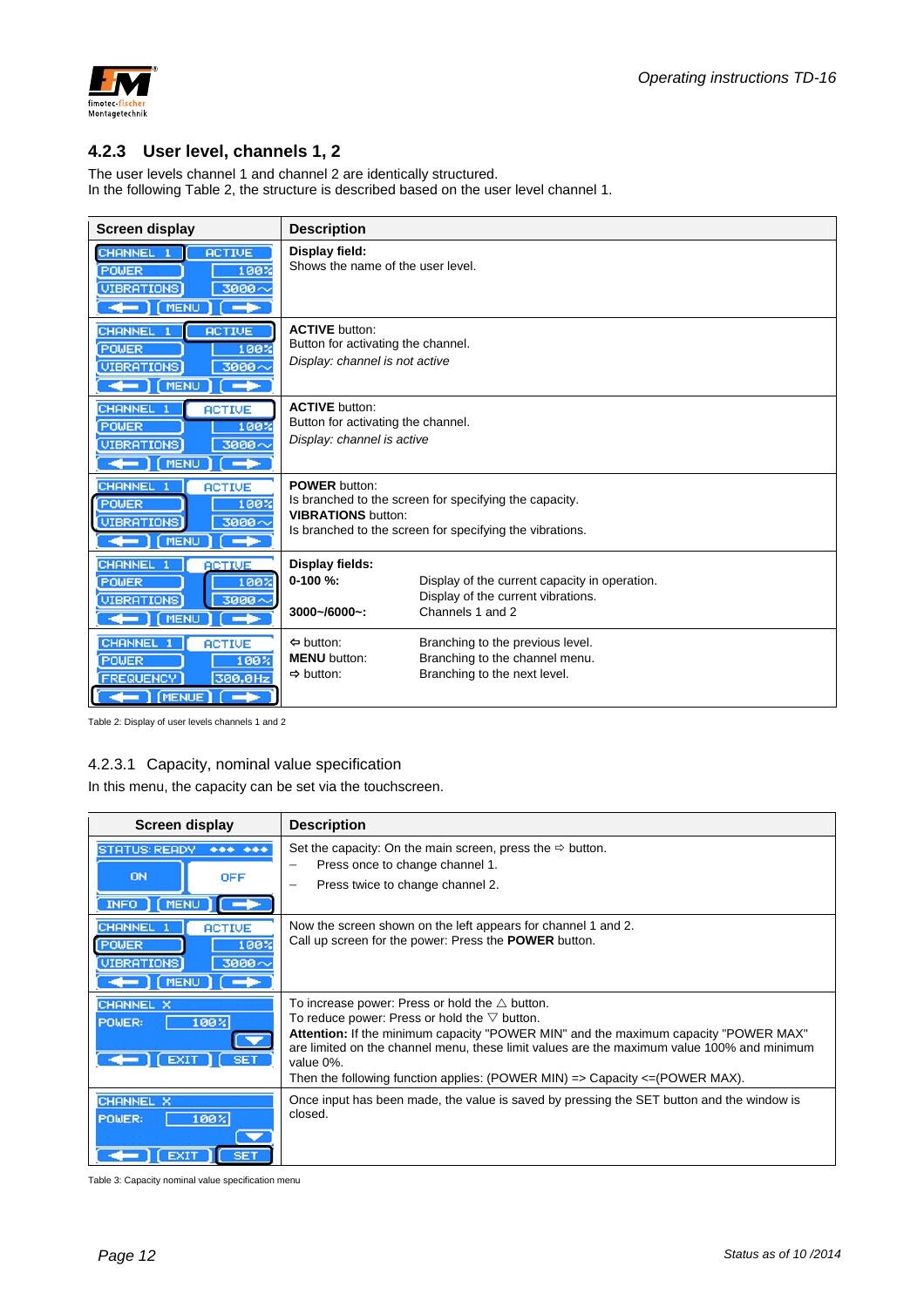## 4.2.3 User level, channels 1, 2

The user levels channel 1 and channel 2 are identically structured.
In the following Table 2, the structure is described based on the user level channel 1.

| Screen display | Description |
|---|---|
| CHANNEL 1 / ACTIVE / POWER 100% / VIBRATIONS 3000~ / MENU | **Display field:** Shows the name of the user level. |
| CHANNEL 1 / ACTIVE / POWER 100% / VIBRATIONS 3000~ / MENU | **ACTIVE** button: Button for activating the channel. *Display: channel is not active* |
| CHANNEL 1 / ACTIVE / POWER 100% / VIBRATIONS 3000~ / MENU | **ACTIVE** button: Button for activating the channel. *Display: channel is active* |
| CHANNEL 1 / ACTIVE / POWER 100% / VIBRATIONS 3000~ / MENU | **POWER** button: Is branched to the screen for specifying the capacity. **VIBRATIONS** button: Is branched to the screen for specifying the vibrations. |
| CHANNEL 1 / ACTIVE / POWER 100% / VIBRATIONS 3000~ / MENU | **Display fields:** **0-100 %:** Display of the current capacity in operation. Display of the current vibrations. **3000~/6000~:** Channels 1 and 2 |
| CHANNEL 1 / ACTIVE / POWER 100% / FREQUENCY 300,0Hz / MENUE | ⇦ button: Branching to the previous level. **MENU** button: Branching to the channel menu. ⇨ button: Branching to the next level. |

Table 2: Display of user levels channels 1 and 2

### 4.2.3.1 Capacity, nominal value specification

In this menu, the capacity can be set via the touchscreen.

| Screen display | Description |
|---|---|
| STATUS: READY / ON / OFF / INFO / MENU | Set the capacity: On the main screen, press the ⇨ button. – Press once to change channel 1. – Press twice to change channel 2. |
| CHANNEL 1 / ACTIVE / POWER 100% / VIBRATIONS 3000~ / MENU | Now the screen shown on the left appears for channel 1 and 2. Call up screen for the power: Press the **POWER** button. |
| CHANNEL X / POWER: 100% / EXIT / SET | To increase power: Press or hold the △ button. To reduce power: Press or hold the ▽ button. **Attention:** If the minimum capacity "POWER MIN" and the maximum capacity "POWER MAX" are limited on the channel menu, these limit values are the maximum value 100% and minimum value 0%. Then the following function applies: (POWER MIN) => Capacity <=(POWER MAX). |
| CHANNEL X / POWER: 100% / EXIT / SET | Once input has been made, the value is saved by pressing the SET button and the window is closed. |

Table 3: Capacity nominal value specification menu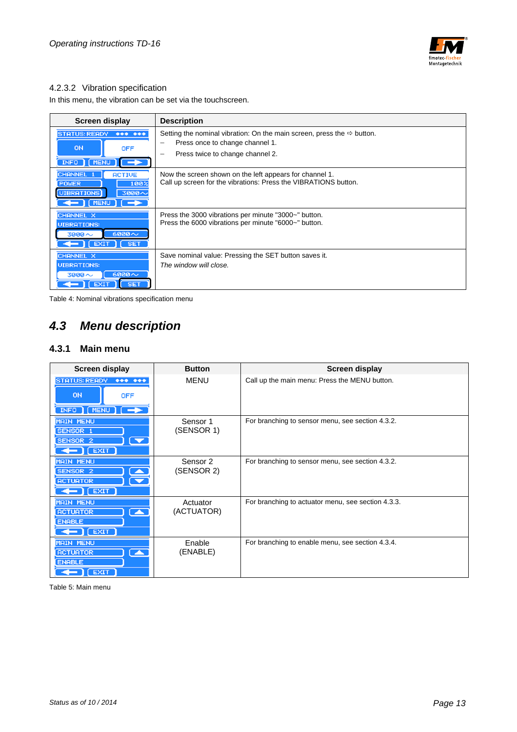#### 4.2.3.2 Vibration specification

In this menu, the vibration can be set via the touchscreen.

| Screen display | Description |
|---|---|
| STATUS: READY ●●● ●●● / ON / OFF / INFO / MENU / ➔ | Setting the nominal vibration: On the main screen, press the ⇨ button.<br>– Press once to change channel 1.<br>– Press twice to change channel 2. |
| CHANNEL 1 / ACTIVE / POWER / 100% / VIBRATIONS / 3000~ / ← / MENU / ➔ | Now the screen shown on the left appears for channel 1.<br>Call up screen for the vibrations: Press the VIBRATIONS button. |
| CHANNEL X / VIBRATIONS: / 3000~ / 6000~ / ← / EXIT / SET | Press the 3000 vibrations per minute "3000~" button.<br>Press the 6000 vibrations per minute "6000~" button. |
| CHANNEL X / VIBRATIONS: / 3000~ / 6000~ / ← / EXIT / SET | Save nominal value: Pressing the SET button saves it.<br>*The window will close.* |

Table 4: Nominal vibrations specification menu

## *4.3 Menu description*

### 4.3.1 Main menu

| Screen display | Button | Screen display |
|---|---|---|
| STATUS: READY ●●● ●●● / ON / OFF / INFO / MENU / ➔ | MENU | Call up the main menu: Press the MENU button. |
| MAIN MENU / SENSOR 1 / SENSOR 2 / ▼ / ← / EXIT | Sensor 1<br>(SENSOR 1) | For branching to sensor menu, see section 4.3.2. |
| MAIN MENU / SENSOR 2 / ▲ / ACTUATOR / ▼ / ← / EXIT | Sensor 2<br>(SENSOR 2) | For branching to sensor menu, see section 4.3.2. |
| MAIN MENU / ACTUATOR / ▲ / ENABLE / ← / EXIT | Actuator<br>(ACTUATOR) | For branching to actuator menu, see section 4.3.3. |
| MAIN MENU / ACTUATOR / ▲ / ENABLE / ← / EXIT | Enable<br>(ENABLE) | For branching to enable menu, see section 4.3.4. |

Table 5: Main menu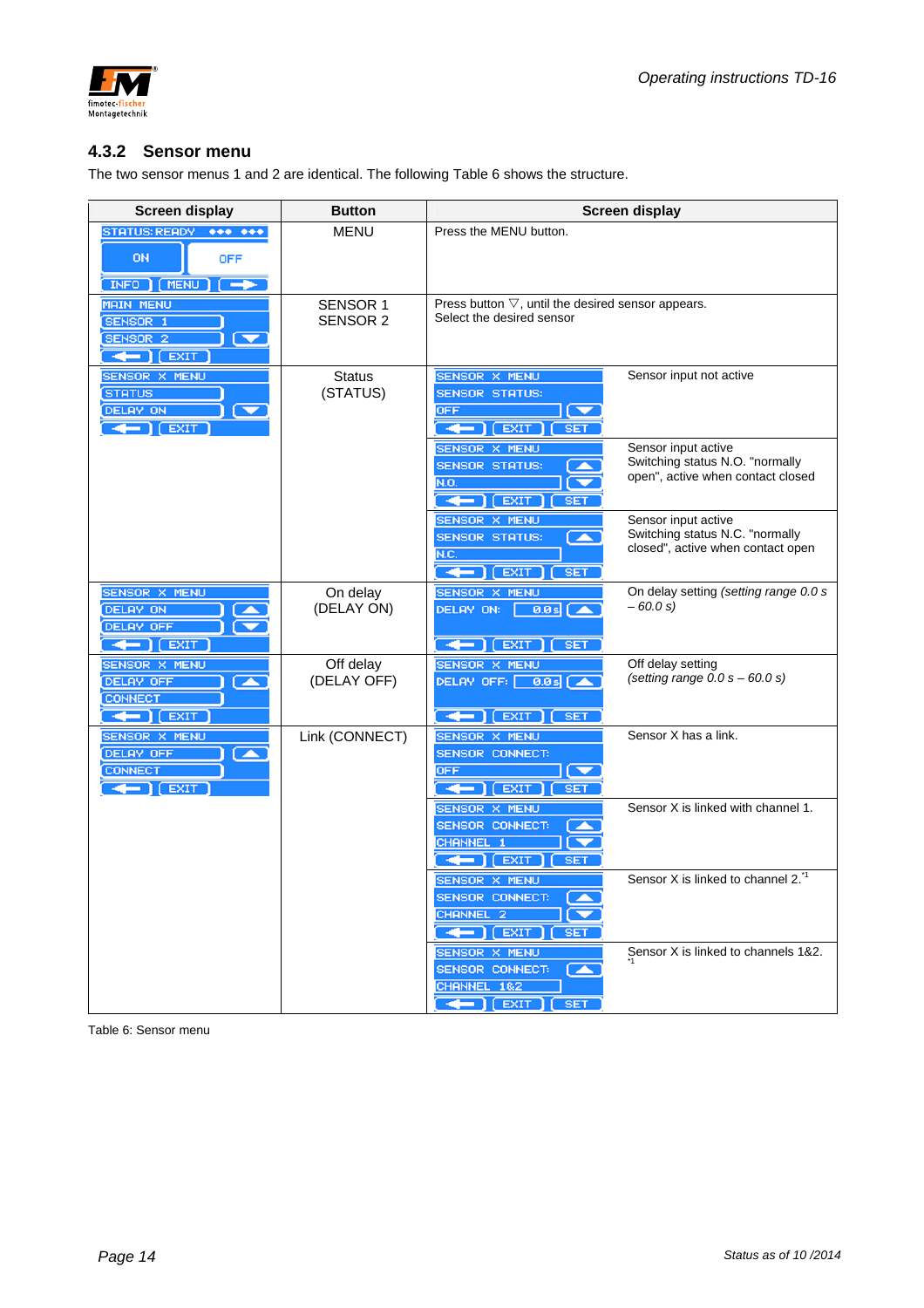### 4.3.2 Sensor menu

The two sensor menus 1 and 2 are identical. The following Table 6 shows the structure.

| Screen display | Button | Screen display | |
|---|---|---|---|
| STATUS: READY ●●● ●●● / ON / OFF / INFO / MENU / → | MENU | Press the MENU button. | |
| MAIN MENU / SENSOR 1 / SENSOR 2 / ← / EXIT | SENSOR 1<br>SENSOR 2 | Press button ▽, until the desired sensor appears.<br>Select the desired sensor | |
| SENSOR X MENU / STATUS / DELAY ON / ← / EXIT | Status<br>(STATUS) | SENSOR X MENU / SENSOR STATUS: / OFF / ← / EXIT / SET | Sensor input not active |
| | | SENSOR X MENU / SENSOR STATUS: / N.O. / ← / EXIT / SET | Sensor input active<br>Switching status N.O. "normally open", active when contact closed |
| | | SENSOR X MENU / SENSOR STATUS: / N.C. / ← / EXIT / SET | Sensor input active<br>Switching status N.C. "normally closed", active when contact open |
| SENSOR X MENU / DELAY ON / DELAY OFF / ← / EXIT | On delay<br>(DELAY ON) | SENSOR X MENU / DELAY ON: 0.0 s / ← / EXIT / SET | On delay setting *(setting range 0.0 s – 60.0 s)* |
| SENSOR X MENU / DELAY OFF / CONNECT / ← / EXIT | Off delay<br>(DELAY OFF) | SENSOR X MENU / DELAY OFF: 0.0 s / ← / EXIT / SET | Off delay setting<br>*(setting range 0.0 s – 60.0 s)* |
| SENSOR X MENU / DELAY OFF / CONNECT / ← / EXIT | Link (CONNECT) | SENSOR X MENU / SENSOR CONNECT: / OFF / ← / EXIT / SET | Sensor X has a link. |
| | | SENSOR X MENU / SENSOR CONNECT: / CHANNEL 1 / ← / EXIT / SET | Sensor X is linked with channel 1. |
| | | SENSOR X MENU / SENSOR CONNECT: / CHANNEL 2 / ← / EXIT / SET | Sensor X is linked to channel 2.[*1] |
| | | SENSOR X MENU / SENSOR CONNECT: / CHANNEL 1&2 / ← / EXIT / SET | Sensor X is linked to channels 1&2.[*1] |

Table 6: Sensor menu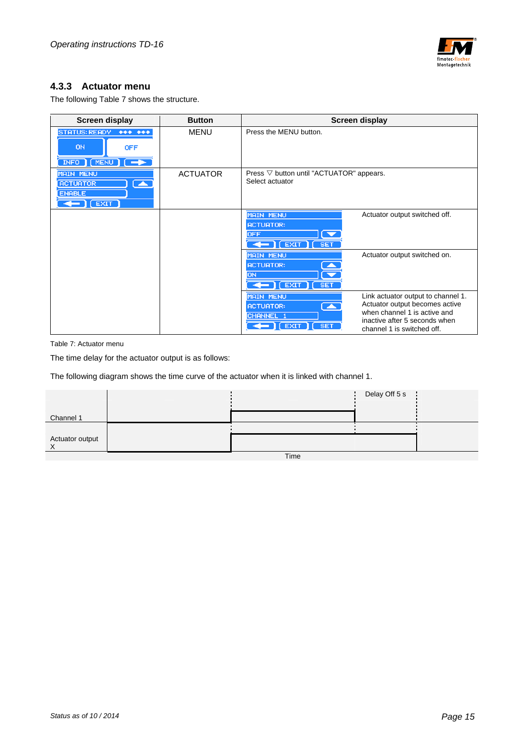### 4.3.3 Actuator menu

The following Table 7 shows the structure.

| Screen display | Button | Screen display | |
|---|---|---|---|
| STATUS: READY ◆◆◆ ◆◆◆ / ON OFF / INFO MENU → | MENU | Press the MENU button. | |
| MAIN MENU / ACTUATOR / ENABLE / ← EXIT | ACTUATOR | Press ▽ button until "ACTUATOR" appears. Select actuator | |
| | | MAIN MENU / ACTUATOR: / OFF / ← EXIT SET | Actuator output switched off. |
| | | MAIN MENU / ACTUATOR: / ON / ← EXIT SET | Actuator output switched on. |
| | | MAIN MENU / ACTUATOR: / CHANNEL 1 / ← EXIT SET | Link actuator output to channel 1. Actuator output becomes active when channel 1 is active and inactive after 5 seconds when channel 1 is switched off. |

Table 7: Actuator menu

The time delay for the actuator output is as follows:

The following diagram shows the time curve of the actuator when it is linked with channel 1.

| | | | Delay Off 5 s | |
|---|---|---|---|---|
| Channel 1 | | | | |
| Actuator output X | | | | |
| | | Time | | |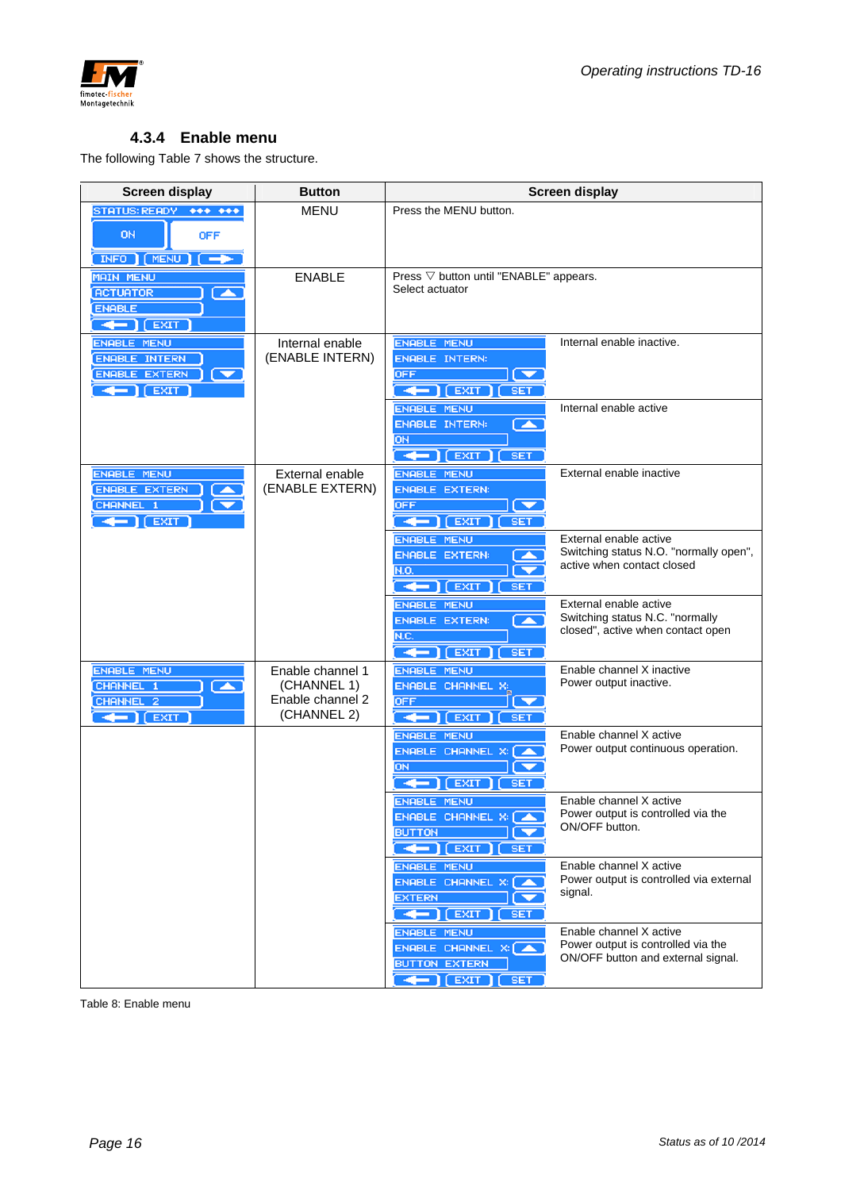### 4.3.4 Enable menu

The following Table 7 shows the structure.

| Screen display | Button | Screen display | |
|---|---|---|---|
| STATUS: READY / ON / OFF / INFO / MENU / → | MENU | Press the MENU button. | |
| MAIN MENU / ACTUATOR / ENABLE / ← / EXIT | ENABLE | Press ▽ button until "ENABLE" appears.<br>Select actuator | |
| ENABLE MENU / ENABLE INTERN / ENABLE EXTERN / ← / EXIT | Internal enable (ENABLE INTERN) | ENABLE MENU / ENABLE INTERN: / OFF / ← / EXIT / SET | Internal enable inactive. |
| | | ENABLE MENU / ENABLE INTERN: / ON / ← / EXIT / SET | Internal enable active |
| ENABLE MENU / ENABLE EXTERN / CHANNEL 1 / ← / EXIT | External enable (ENABLE EXTERN) | ENABLE MENU / ENABLE EXTERN: / OFF / ← / EXIT / SET | External enable inactive |
| | | ENABLE MENU / ENABLE EXTERN: / N.O. / ← / EXIT / SET | External enable active<br>Switching status N.O. "normally open", active when contact closed |
| | | ENABLE MENU / ENABLE EXTERN: / N.C. / ← / EXIT / SET | External enable active<br>Switching status N.C. "normally closed", active when contact open |
| ENABLE MENU / CHANNEL 1 / CHANNEL 2 / ← / EXIT | Enable channel 1 (CHANNEL 1)<br>Enable channel 2 (CHANNEL 2) | ENABLE MENU / ENABLE CHANNEL X: / OFF / ← / EXIT / SET | Enable channel X inactive<br>Power output inactive. |
| | | ENABLE MENU / ENABLE CHANNEL X: / ON / ← / EXIT / SET | Enable channel X active<br>Power output continuous operation. |
| | | ENABLE MENU / ENABLE CHANNEL X: / BUTTON / ← / EXIT / SET | Enable channel X active<br>Power output is controlled via the ON/OFF button. |
| | | ENABLE MENU / ENABLE CHANNEL X: / EXTERN / ← / EXIT / SET | Enable channel X active<br>Power output is controlled via external signal. |
| | | ENABLE MENU / ENABLE CHANNEL X: / BUTTON EXTERN / ← / EXIT / SET | Enable channel X active<br>Power output is controlled via the ON/OFF button and external signal. |

Table 8: Enable menu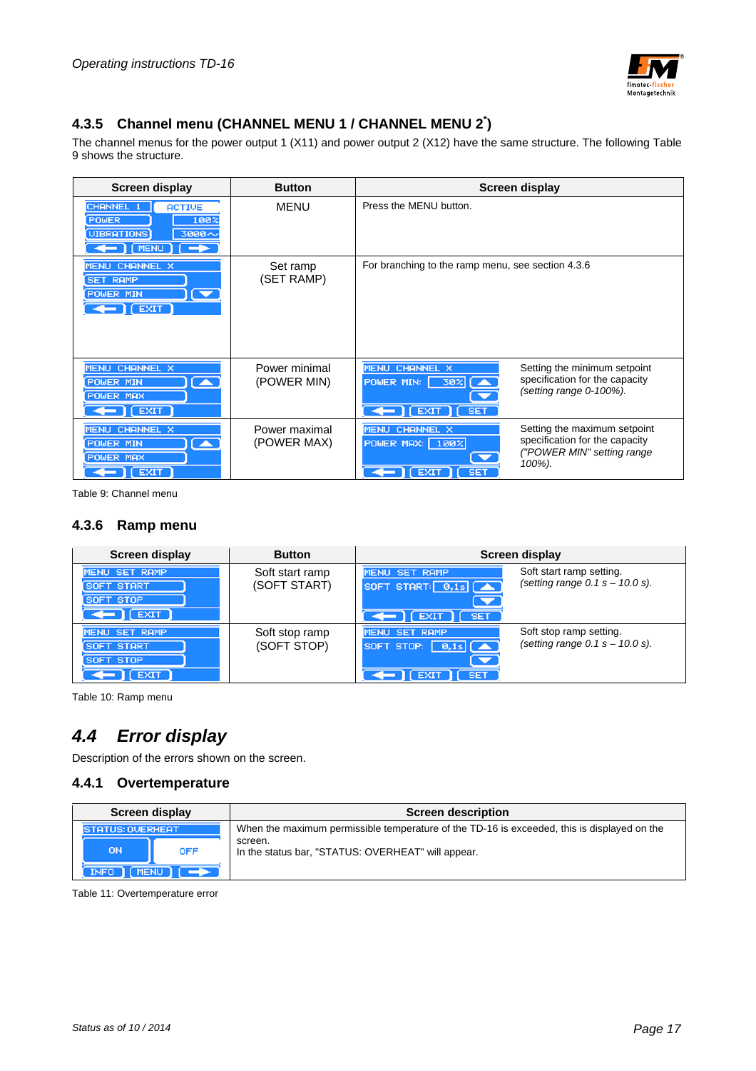### 4.3.5 Channel menu (CHANNEL MENU 1 / CHANNEL MENU 2*)

The channel menus for the power output 1 (X11) and power output 2 (X12) have the same structure. The following Table 9 shows the structure.

| Screen display | Button | Screen display | |
|---|---|---|---|
| CHANNEL 1 ACTIVE / POWER 100% / VIBRATIONS 3000~ / ← MENU → | MENU | Press the MENU button. | |
| MENU CHANNEL X / SET RAMP / POWER MIN ▼ / ← EXIT | Set ramp (SET RAMP) | For branching to the ramp menu, see section 4.3.6 | |
| MENU CHANNEL X / POWER MIN ▲ / POWER MAX / ← EXIT | Power minimal (POWER MIN) | MENU CHANNEL X / POWER MIN: 30% ▲ ▼ / ← EXIT SET | Setting the minimum setpoint specification for the capacity *(setting range 0-100%).* |
| MENU CHANNEL X / POWER MIN ▲ / POWER MAX / ← EXIT | Power maximal (POWER MAX) | MENU CHANNEL X / POWER MAX: 100% ▼ / ← EXIT SET | Setting the maximum setpoint specification for the capacity *("POWER MIN" setting range 100%).* |

Table 9: Channel menu

### 4.3.6 Ramp menu

| Screen display | Button | Screen display | |
|---|---|---|---|
| MENU SET RAMP / SOFT START / SOFT STOP / ← EXIT | Soft start ramp (SOFT START) | MENU SET RAMP / SOFT START: 0,1s ▲ ▼ / ← EXIT SET | Soft start ramp setting. *(setting range 0.1 s – 10.0 s).* |
| MENU SET RAMP / SOFT START / SOFT STOP / ← EXIT | Soft stop ramp (SOFT STOP) | MENU SET RAMP / SOFT STOP: 0,1s ▲ ▼ / ← EXIT SET | Soft stop ramp setting. *(setting range 0.1 s – 10.0 s).* |

Table 10: Ramp menu

## *4.4 Error display*

Description of the errors shown on the screen.

### 4.4.1 Overtemperature

| Screen display | Screen description |
|---|---|
| STATUS: OVERHEAT / ON OFF / INFO MENU → | When the maximum permissible temperature of the TD-16 is exceeded, this is displayed on the screen.<br>In the status bar, "STATUS: OVERHEAT" will appear. |

Table 11: Overtemperature error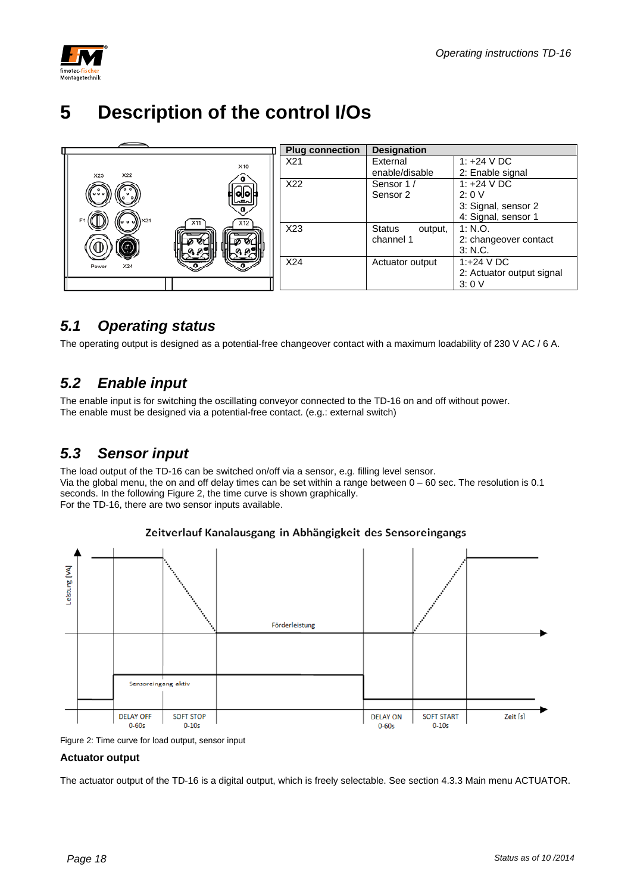# 5 Description of the control I/Os

| Plug connection | Designation | |
|---|---|---|
| X21 | External enable/disable | 1: +24 V DC<br>2: Enable signal |
| X22 | Sensor 1 / Sensor 2 | 1: +24 V DC<br>2: 0 V<br>3: Signal, sensor 2<br>4: Signal, sensor 1 |
| X23 | Status output, channel 1 | 1: N.O.<br>2: changeover contact<br>3: N.C. |
| X24 | Actuator output | 1:+24 V DC<br>2: Actuator output signal<br>3: 0 V |

## 5.1 Operating status

The operating output is designed as a potential-free changeover contact with a maximum loadability of 230 V AC / 6 A.

## 5.2 Enable input

The enable input is for switching the oscillating conveyor connected to the TD-16 on and off without power.
The enable must be designed via a potential-free contact. (e.g.: external switch)

## 5.3 Sensor input

The load output of the TD-16 can be switched on/off via a sensor, e.g. filling level sensor.
Via the global menu, the on and off delay times can be set within a range between 0 – 60 sec. The resolution is 0.1 seconds. In the following Figure 2, the time curve is shown graphically.
For the TD-16, there are two sensor inputs available.

Figure 2: Time curve for load output, sensor input

**Actuator output**

The actuator output of the TD-16 is a digital output, which is freely selectable. See section 4.3.3 Main menu ACTUATOR.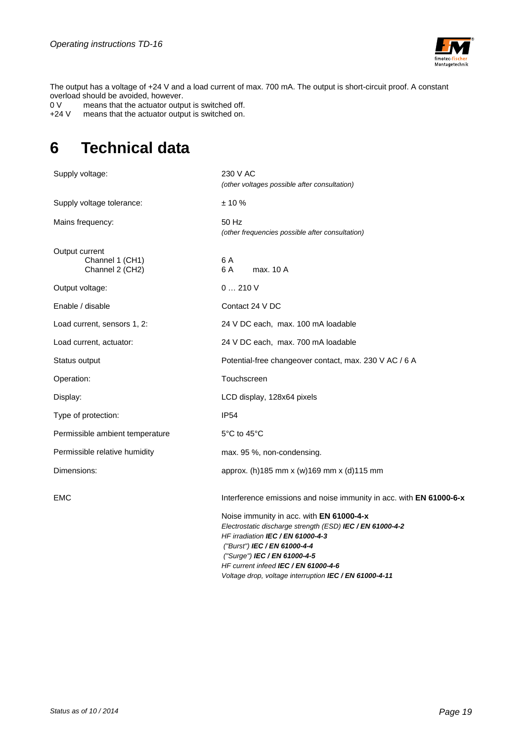The output has a voltage of +24 V and a load current of max. 700 mA. The output is short-circuit proof. A constant overload should be avoided, however.

0 V means that the actuator output is switched off.
+24 V means that the actuator output is switched on.

# 6 Technical data

| | |
|---|---|
| Supply voltage: | 230 V AC<br>*(other voltages possible after consultation)* |
| Supply voltage tolerance: | ± 10 % |
| Mains frequency: | 50 Hz<br>*(other frequencies possible after consultation)* |
| Output current<br>Channel 1 (CH1)<br>Channel 2 (CH2) | <br>6 A<br>6 A max. 10 A |
| Output voltage: | 0 … 210 V |
| Enable / disable | Contact 24 V DC |
| Load current, sensors 1, 2: | 24 V DC each, max. 100 mA loadable |
| Load current, actuator: | 24 V DC each, max. 700 mA loadable |
| Status output | Potential-free changeover contact, max. 230 V AC / 6 A |
| Operation: | Touchscreen |
| Display: | LCD display, 128x64 pixels |
| Type of protection: | IP54 |
| Permissible ambient temperature | 5°C to 45°C |
| Permissible relative humidity | max. 95 %, non-condensing. |
| Dimensions: | approx. (h)185 mm x (w)169 mm x (d)115 mm |
| EMC | Interference emissions and noise immunity in acc. with **EN 61000-6-x**<br><br>Noise immunity in acc. with **EN 61000-4-x**<br>*Electrostatic discharge strength (ESD)* ***IEC / EN 61000-4-2***<br>*HF irradiation* ***IEC / EN 61000-4-3***<br>*("Burst")* ***IEC / EN 61000-4-4***<br>*("Surge")* ***IEC / EN 61000-4-5***<br>*HF current infeed* ***IEC / EN 61000-4-6***<br>*Voltage drop, voltage interruption* ***IEC / EN 61000-4-11*** |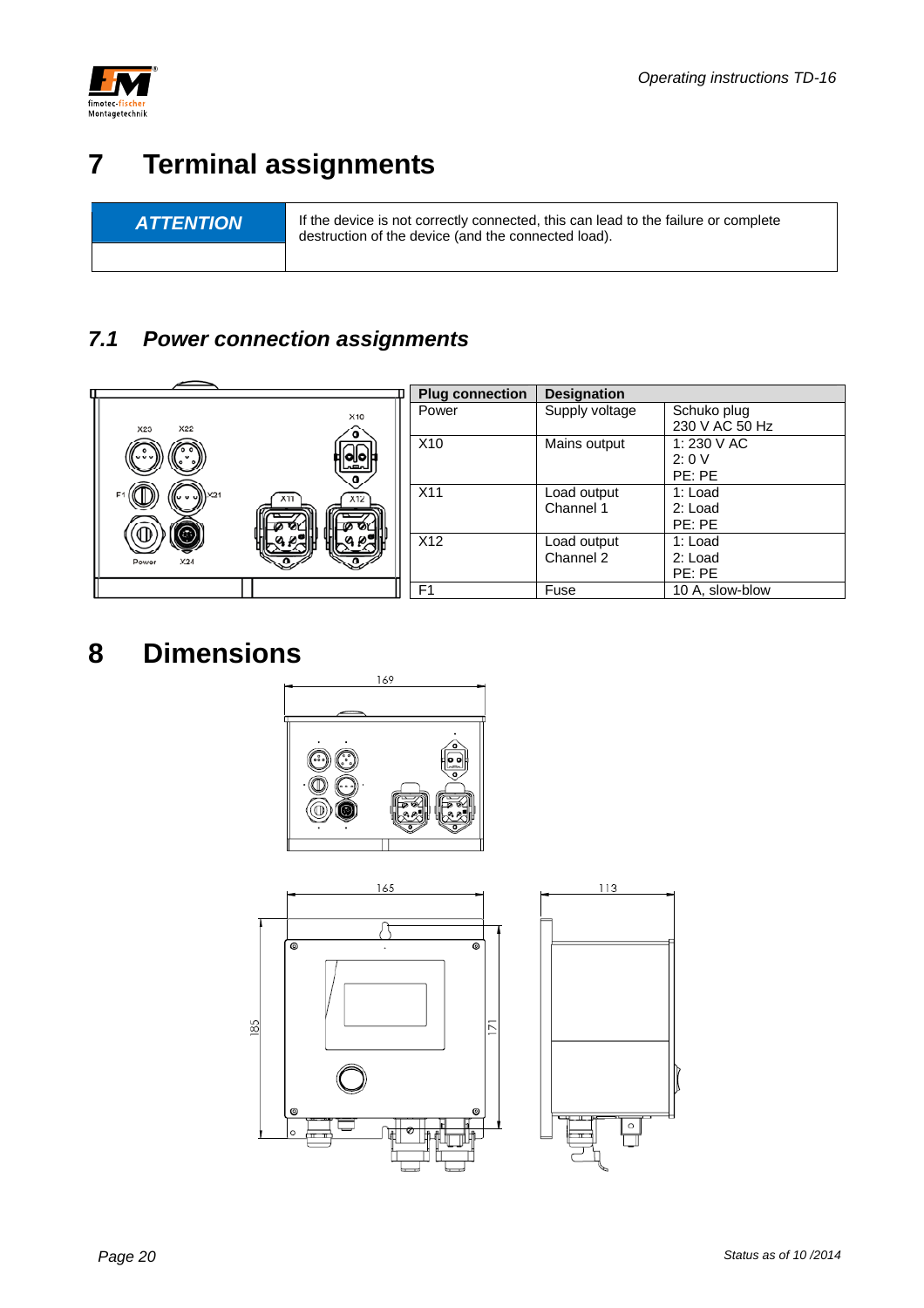# 7 Terminal assignments

| ATTENTION | If the device is not correctly connected, this can lead to the failure or complete destruction of the device (and the connected load). |
|---|---|

## 7.1 Power connection assignments

| Plug connection | Designation | |
|---|---|---|
| Power | Supply voltage | Schuko plug<br>230 V AC 50 Hz |
| X10 | Mains output | 1: 230 V AC<br>2: 0 V<br>PE: PE |
| X11 | Load output<br>Channel 1 | 1: Load<br>2: Load<br>PE: PE |
| X12 | Load output<br>Channel 2 | 1: Load<br>2: Load<br>PE: PE |
| F1 | Fuse | 10 A, slow-blow |

# 8 Dimensions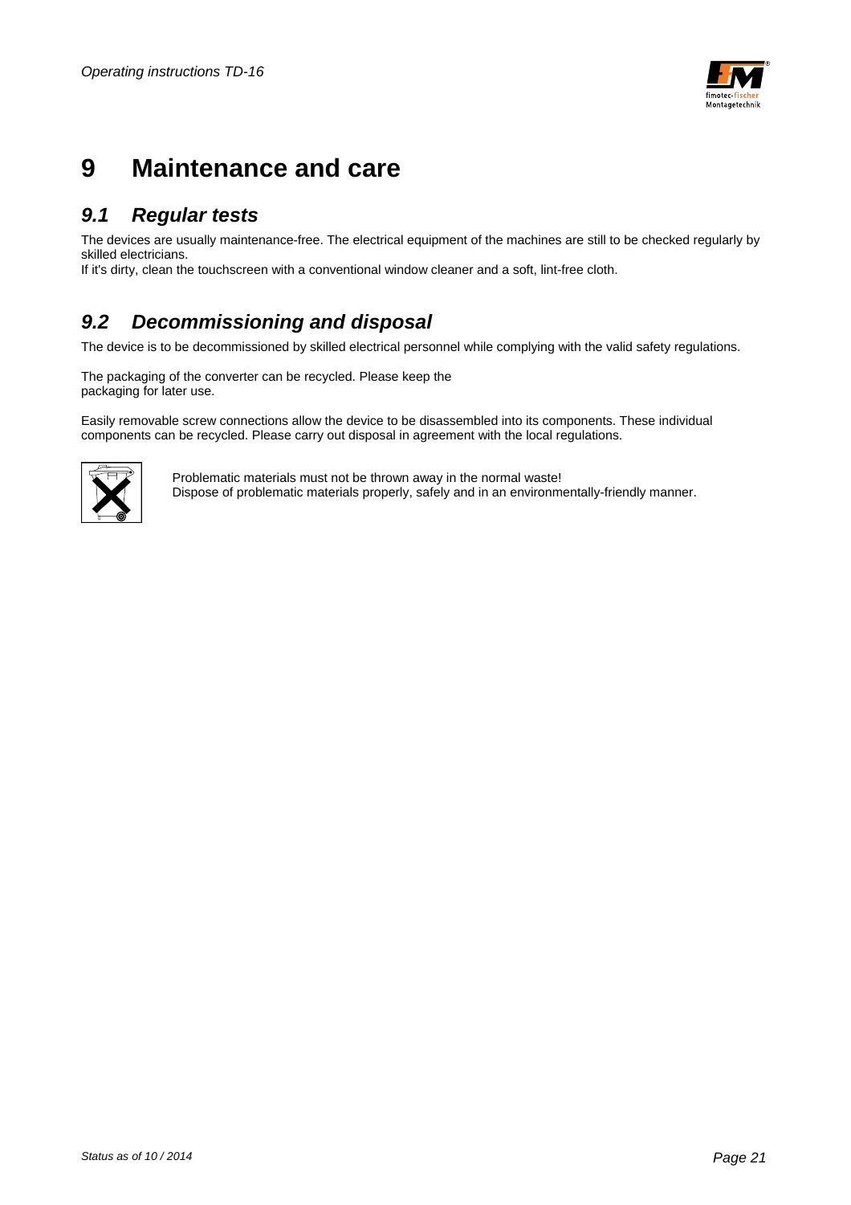# 9 Maintenance and care

## *9.1 Regular tests*

The devices are usually maintenance-free. The electrical equipment of the machines are still to be checked regularly by skilled electricians.
If it's dirty, clean the touchscreen with a conventional window cleaner and a soft, lint-free cloth.

## *9.2 Decommissioning and disposal*

The device is to be decommissioned by skilled electrical personnel while complying with the valid safety regulations.

The packaging of the converter can be recycled. Please keep the packaging for later use.

Easily removable screw connections allow the device to be disassembled into its components. These individual components can be recycled. Please carry out disposal in agreement with the local regulations.

Problematic materials must not be thrown away in the normal waste!
Dispose of problematic materials properly, safely and in an environmentally-friendly manner.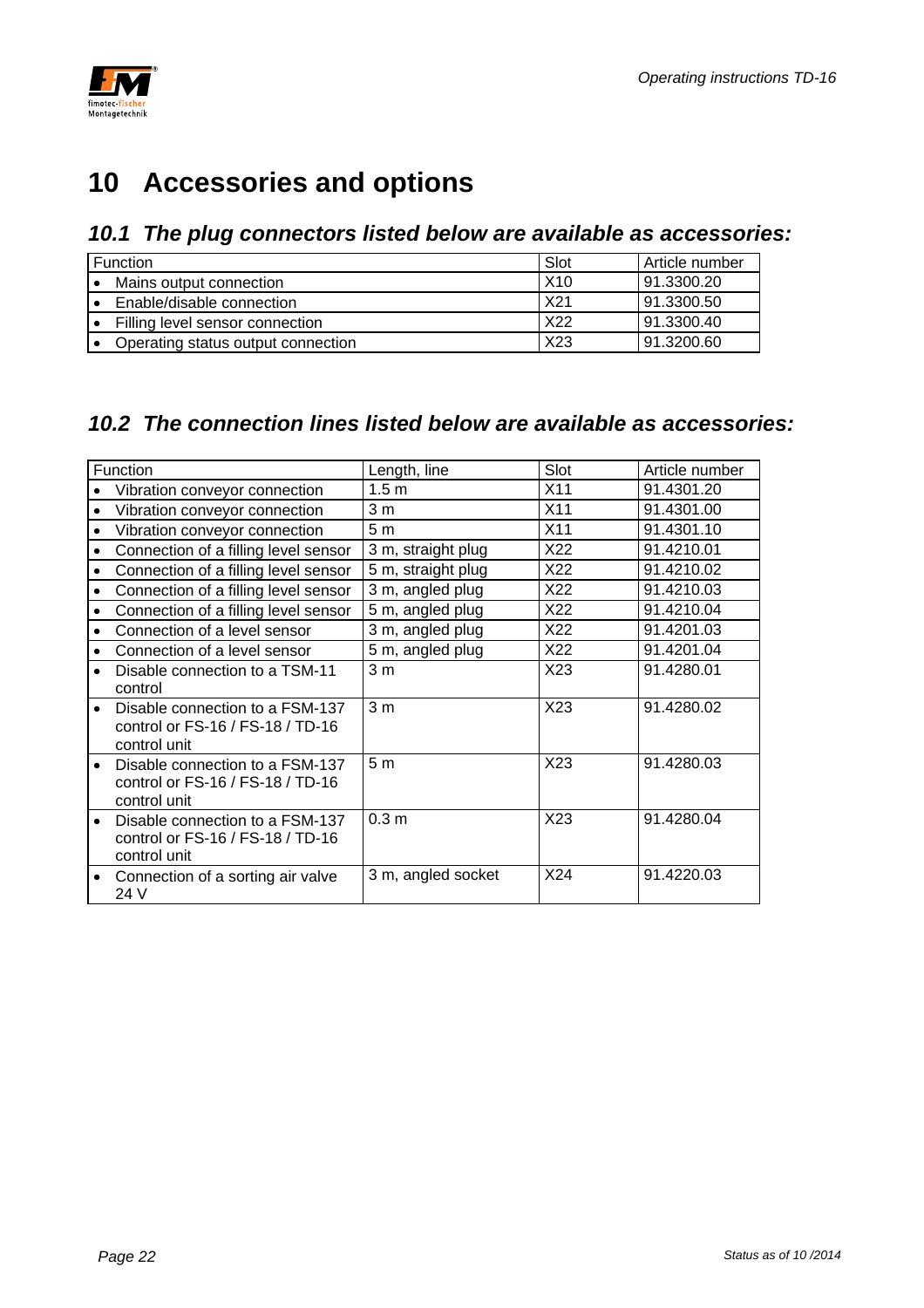# 10 Accessories and options

## *10.1 The plug connectors listed below are available as accessories:*

| Function | Slot | Article number |
|---|---|---|
| • Mains output connection | X10 | 91.3300.20 |
| • Enable/disable connection | X21 | 91.3300.50 |
| • Filling level sensor connection | X22 | 91.3300.40 |
| • Operating status output connection | X23 | 91.3200.60 |

## *10.2 The connection lines listed below are available as accessories:*

| Function | Length, line | Slot | Article number |
|---|---|---|---|
| • Vibration conveyor connection | 1.5 m | X11 | 91.4301.20 |
| • Vibration conveyor connection | 3 m | X11 | 91.4301.00 |
| • Vibration conveyor connection | 5 m | X11 | 91.4301.10 |
| • Connection of a filling level sensor | 3 m, straight plug | X22 | 91.4210.01 |
| • Connection of a filling level sensor | 5 m, straight plug | X22 | 91.4210.02 |
| • Connection of a filling level sensor | 3 m, angled plug | X22 | 91.4210.03 |
| • Connection of a filling level sensor | 5 m, angled plug | X22 | 91.4210.04 |
| • Connection of a level sensor | 3 m, angled plug | X22 | 91.4201.03 |
| • Connection of a level sensor | 5 m, angled plug | X22 | 91.4201.04 |
| • Disable connection to a TSM-11 control | 3 m | X23 | 91.4280.01 |
| • Disable connection to a FSM-137 control or FS-16 / FS-18 / TD-16 control unit | 3 m | X23 | 91.4280.02 |
| • Disable connection to a FSM-137 control or FS-16 / FS-18 / TD-16 control unit | 5 m | X23 | 91.4280.03 |
| • Disable connection to a FSM-137 control or FS-16 / FS-18 / TD-16 control unit | 0.3 m | X23 | 91.4280.04 |
| • Connection of a sorting air valve 24 V | 3 m, angled socket | X24 | 91.4220.03 |